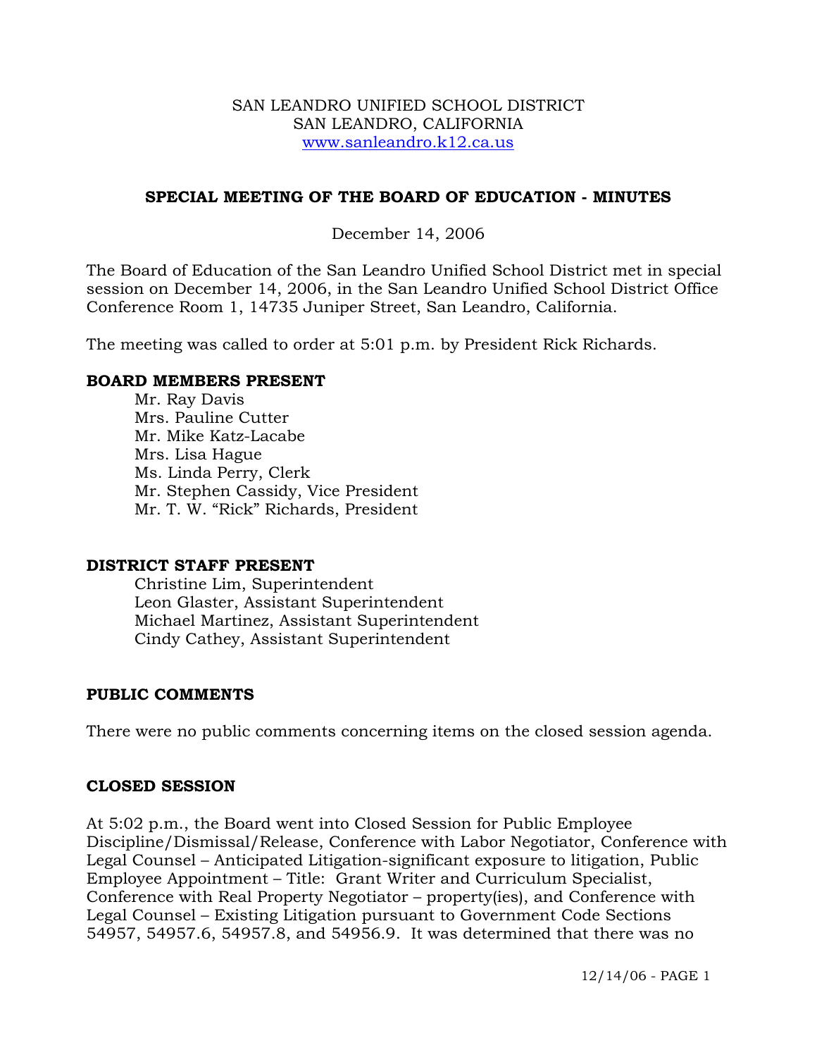SAN LEANDRO UNIFIED SCHOOL DISTRICT
SAN LEANDRO, CALIFORNIA
www.sanleandro.k12.ca.us

## SPECIAL MEETING OF THE BOARD OF EDUCATION - MINUTES

December 14, 2006

The Board of Education of the San Leandro Unified School District met in special session on December 14, 2006, in the San Leandro Unified School District Office Conference Room 1, 14735 Juniper Street, San Leandro, California.

The meeting was called to order at 5:01 p.m. by President Rick Richards.

### BOARD MEMBERS PRESENT

Mr. Ray Davis
Mrs. Pauline Cutter
Mr. Mike Katz-Lacabe
Mrs. Lisa Hague
Ms. Linda Perry, Clerk
Mr. Stephen Cassidy, Vice President
Mr. T. W. "Rick" Richards, President

### DISTRICT STAFF PRESENT

Christine Lim, Superintendent
Leon Glaster, Assistant Superintendent
Michael Martinez, Assistant Superintendent
Cindy Cathey, Assistant Superintendent

### PUBLIC COMMENTS

There were no public comments concerning items on the closed session agenda.

### CLOSED SESSION

At 5:02 p.m., the Board went into Closed Session for Public Employee Discipline/Dismissal/Release, Conference with Labor Negotiator, Conference with Legal Counsel – Anticipated Litigation-significant exposure to litigation, Public Employee Appointment – Title: Grant Writer and Curriculum Specialist, Conference with Real Property Negotiator – property(ies), and Conference with Legal Counsel – Existing Litigation pursuant to Government Code Sections 54957, 54957.6, 54957.8, and 54956.9. It was determined that there was no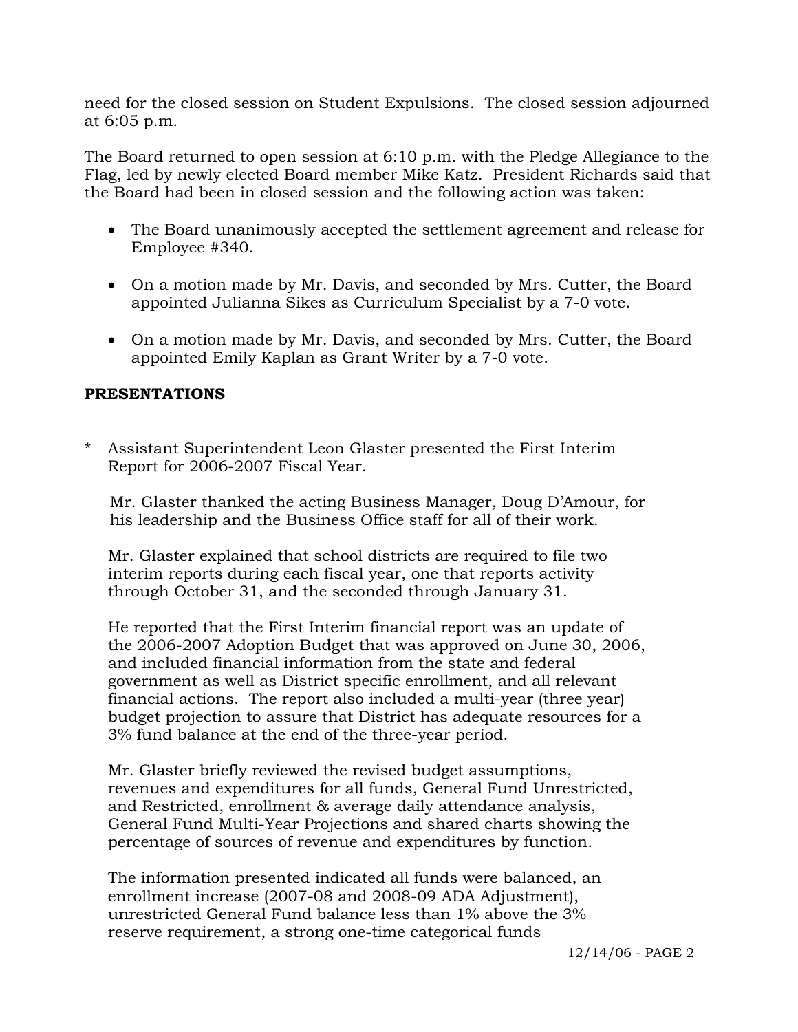need for the closed session on Student Expulsions. The closed session adjourned at 6:05 p.m.

The Board returned to open session at 6:10 p.m. with the Pledge Allegiance to the Flag, led by newly elected Board member Mike Katz. President Richards said that the Board had been in closed session and the following action was taken:

- The Board unanimously accepted the settlement agreement and release for Employee #340.
- On a motion made by Mr. Davis, and seconded by Mrs. Cutter, the Board appointed Julianna Sikes as Curriculum Specialist by a 7-0 vote.
- On a motion made by Mr. Davis, and seconded by Mrs. Cutter, the Board appointed Emily Kaplan as Grant Writer by a 7-0 vote.

**PRESENTATIONS**

\* Assistant Superintendent Leon Glaster presented the First Interim Report for 2006-2007 Fiscal Year.

Mr. Glaster thanked the acting Business Manager, Doug D'Amour, for his leadership and the Business Office staff for all of their work.

Mr. Glaster explained that school districts are required to file two interim reports during each fiscal year, one that reports activity through October 31, and the seconded through January 31.

He reported that the First Interim financial report was an update of the 2006-2007 Adoption Budget that was approved on June 30, 2006, and included financial information from the state and federal government as well as District specific enrollment, and all relevant financial actions. The report also included a multi-year (three year) budget projection to assure that District has adequate resources for a 3% fund balance at the end of the three-year period.

Mr. Glaster briefly reviewed the revised budget assumptions, revenues and expenditures for all funds, General Fund Unrestricted, and Restricted, enrollment & average daily attendance analysis, General Fund Multi-Year Projections and shared charts showing the percentage of sources of revenue and expenditures by function.

The information presented indicated all funds were balanced, an enrollment increase (2007-08 and 2008-09 ADA Adjustment), unrestricted General Fund balance less than 1% above the 3% reserve requirement, a strong one-time categorical funds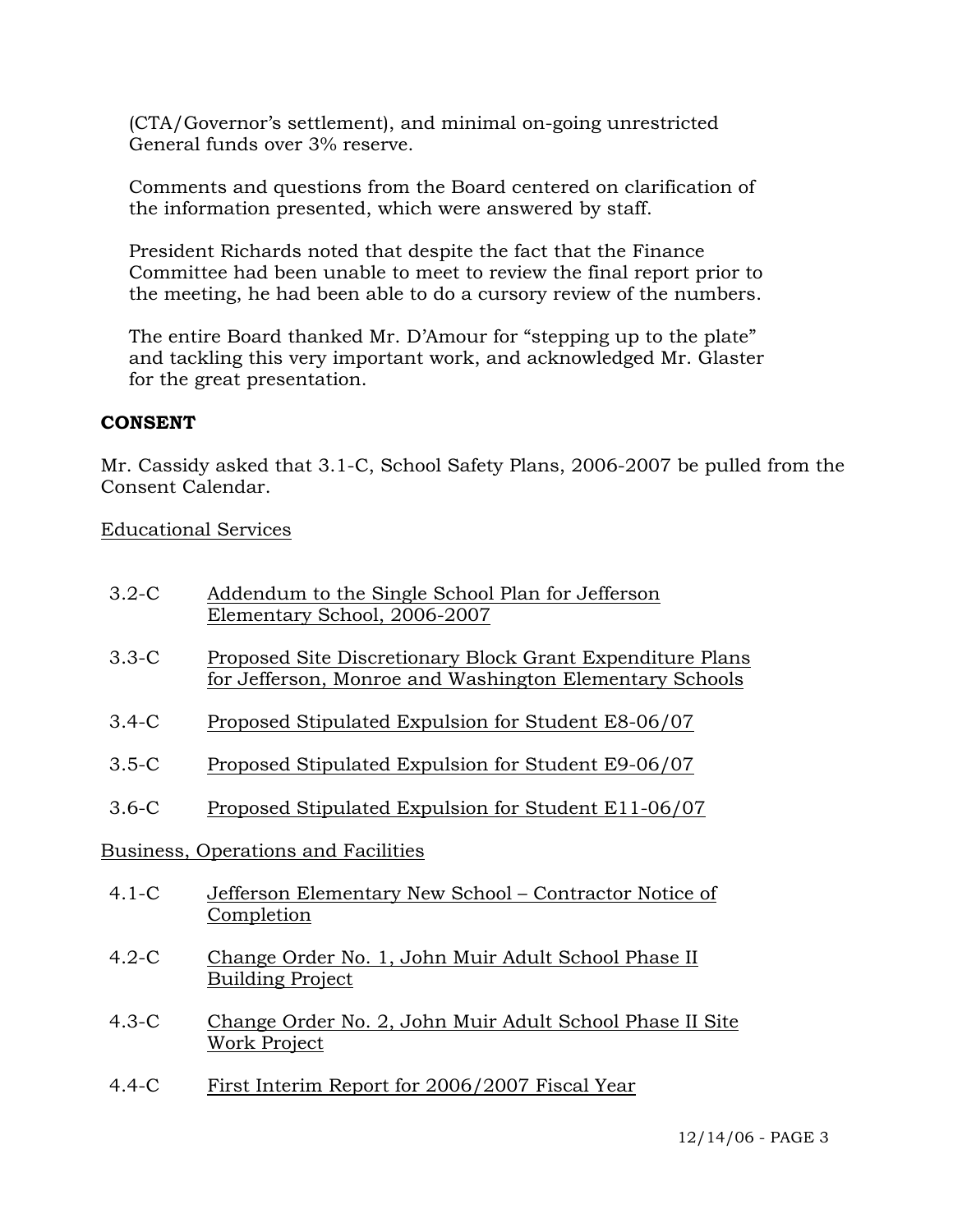(CTA/Governor's settlement), and minimal on-going unrestricted General funds over 3% reserve.

Comments and questions from the Board centered on clarification of the information presented, which were answered by staff.

President Richards noted that despite the fact that the Finance Committee had been unable to meet to review the final report prior to the meeting, he had been able to do a cursory review of the numbers.

The entire Board thanked Mr. D'Amour for "stepping up to the plate" and tackling this very important work, and acknowledged Mr. Glaster for the great presentation.

**CONSENT**

Mr. Cassidy asked that 3.1-C, School Safety Plans, 2006-2007 be pulled from the Consent Calendar.

<u>Educational Services</u>

3.2-C <u>Addendum to the Single School Plan for Jefferson Elementary School, 2006-2007</u>

3.3-C <u>Proposed Site Discretionary Block Grant Expenditure Plans for Jefferson, Monroe and Washington Elementary Schools</u>

3.4-C <u>Proposed Stipulated Expulsion for Student E8-06/07</u>

3.5-C <u>Proposed Stipulated Expulsion for Student E9-06/07</u>

3.6-C <u>Proposed Stipulated Expulsion for Student E11-06/07</u>

<u>Business, Operations and Facilities</u>

4.1-C <u>Jefferson Elementary New School – Contractor Notice of Completion</u>

4.2-C <u>Change Order No. 1, John Muir Adult School Phase II Building Project</u>

4.3-C <u>Change Order No. 2, John Muir Adult School Phase II Site Work Project</u>

4.4-C <u>First Interim Report for 2006/2007 Fiscal Year</u>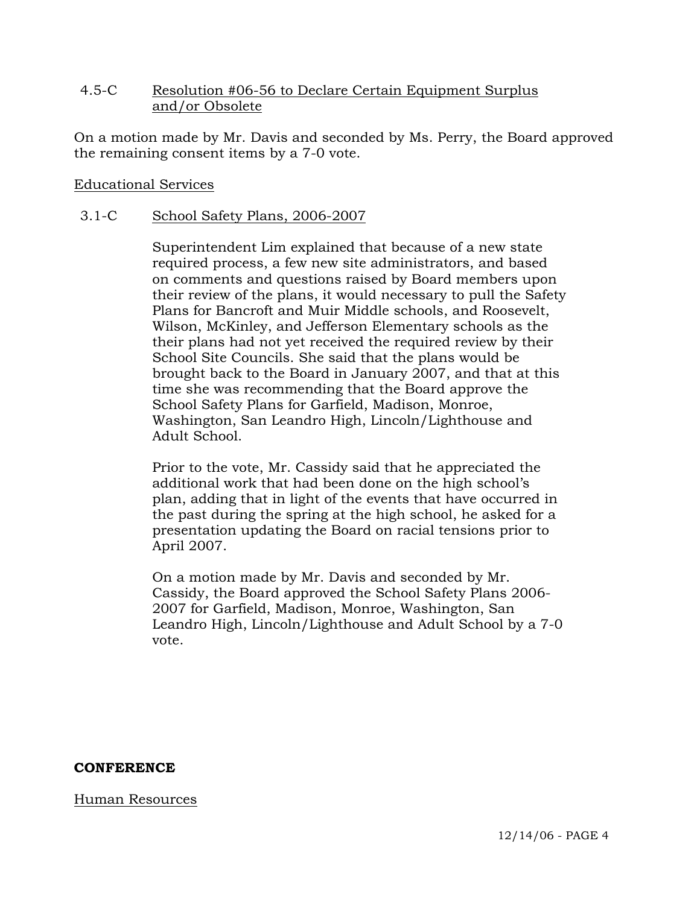4.5-C <u>Resolution #06-56 to Declare Certain Equipment Surplus and/or Obsolete</u>

On a motion made by Mr. Davis and seconded by Ms. Perry, the Board approved the remaining consent items by a 7-0 vote.

<u>Educational Services</u>

3.1-C <u>School Safety Plans, 2006-2007</u>

Superintendent Lim explained that because of a new state required process, a few new site administrators, and based on comments and questions raised by Board members upon their review of the plans, it would necessary to pull the Safety Plans for Bancroft and Muir Middle schools, and Roosevelt, Wilson, McKinley, and Jefferson Elementary schools as the their plans had not yet received the required review by their School Site Councils. She said that the plans would be brought back to the Board in January 2007, and that at this time she was recommending that the Board approve the School Safety Plans for Garfield, Madison, Monroe, Washington, San Leandro High, Lincoln/Lighthouse and Adult School.

Prior to the vote, Mr. Cassidy said that he appreciated the additional work that had been done on the high school's plan, adding that in light of the events that have occurred in the past during the spring at the high school, he asked for a presentation updating the Board on racial tensions prior to April 2007.

On a motion made by Mr. Davis and seconded by Mr. Cassidy, the Board approved the School Safety Plans 2006-2007 for Garfield, Madison, Monroe, Washington, San Leandro High, Lincoln/Lighthouse and Adult School by a 7-0 vote.

**CONFERENCE**

<u>Human Resources</u>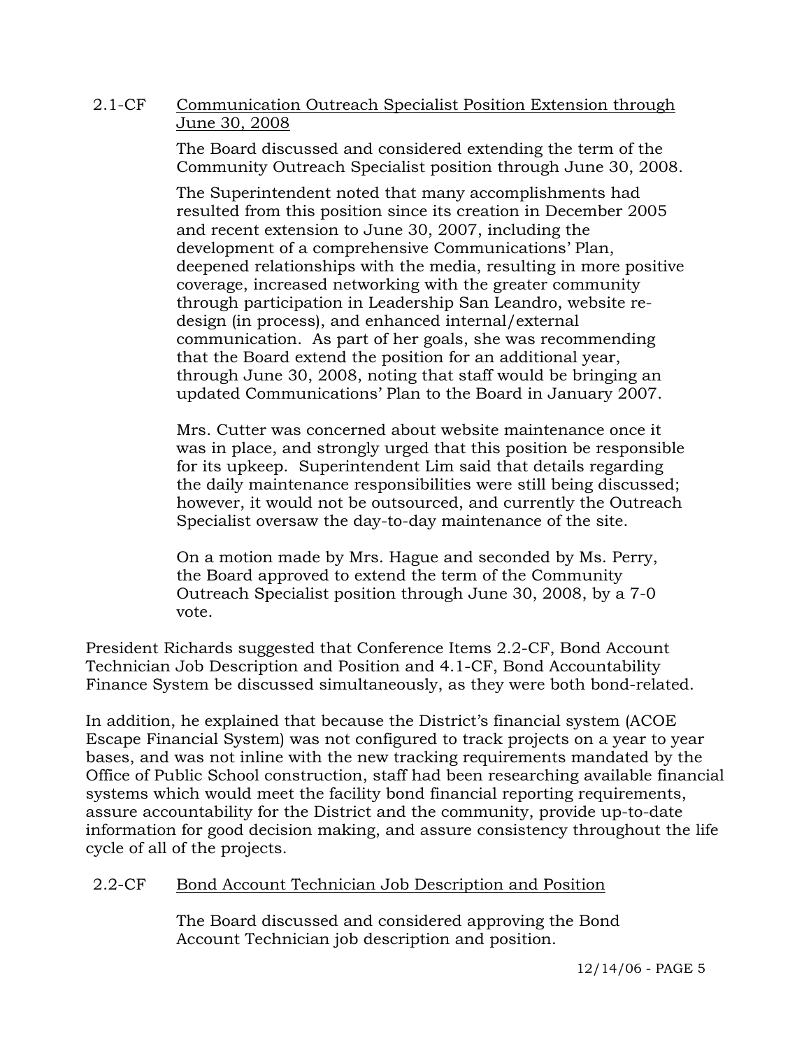2.1-CF Communication Outreach Specialist Position Extension through June 30, 2008

The Board discussed and considered extending the term of the Community Outreach Specialist position through June 30, 2008.

The Superintendent noted that many accomplishments had resulted from this position since its creation in December 2005 and recent extension to June 30, 2007, including the development of a comprehensive Communications' Plan, deepened relationships with the media, resulting in more positive coverage, increased networking with the greater community through participation in Leadership San Leandro, website re-design (in process), and enhanced internal/external communication. As part of her goals, she was recommending that the Board extend the position for an additional year, through June 30, 2008, noting that staff would be bringing an updated Communications' Plan to the Board in January 2007.

Mrs. Cutter was concerned about website maintenance once it was in place, and strongly urged that this position be responsible for its upkeep. Superintendent Lim said that details regarding the daily maintenance responsibilities were still being discussed; however, it would not be outsourced, and currently the Outreach Specialist oversaw the day-to-day maintenance of the site.

On a motion made by Mrs. Hague and seconded by Ms. Perry, the Board approved to extend the term of the Community Outreach Specialist position through June 30, 2008, by a 7-0 vote.

President Richards suggested that Conference Items 2.2-CF, Bond Account Technician Job Description and Position and 4.1-CF, Bond Accountability Finance System be discussed simultaneously, as they were both bond-related.

In addition, he explained that because the District's financial system (ACOE Escape Financial System) was not configured to track projects on a year to year bases, and was not inline with the new tracking requirements mandated by the Office of Public School construction, staff had been researching available financial systems which would meet the facility bond financial reporting requirements, assure accountability for the District and the community, provide up-to-date information for good decision making, and assure consistency throughout the life cycle of all of the projects.

2.2-CF Bond Account Technician Job Description and Position

The Board discussed and considered approving the Bond Account Technician job description and position.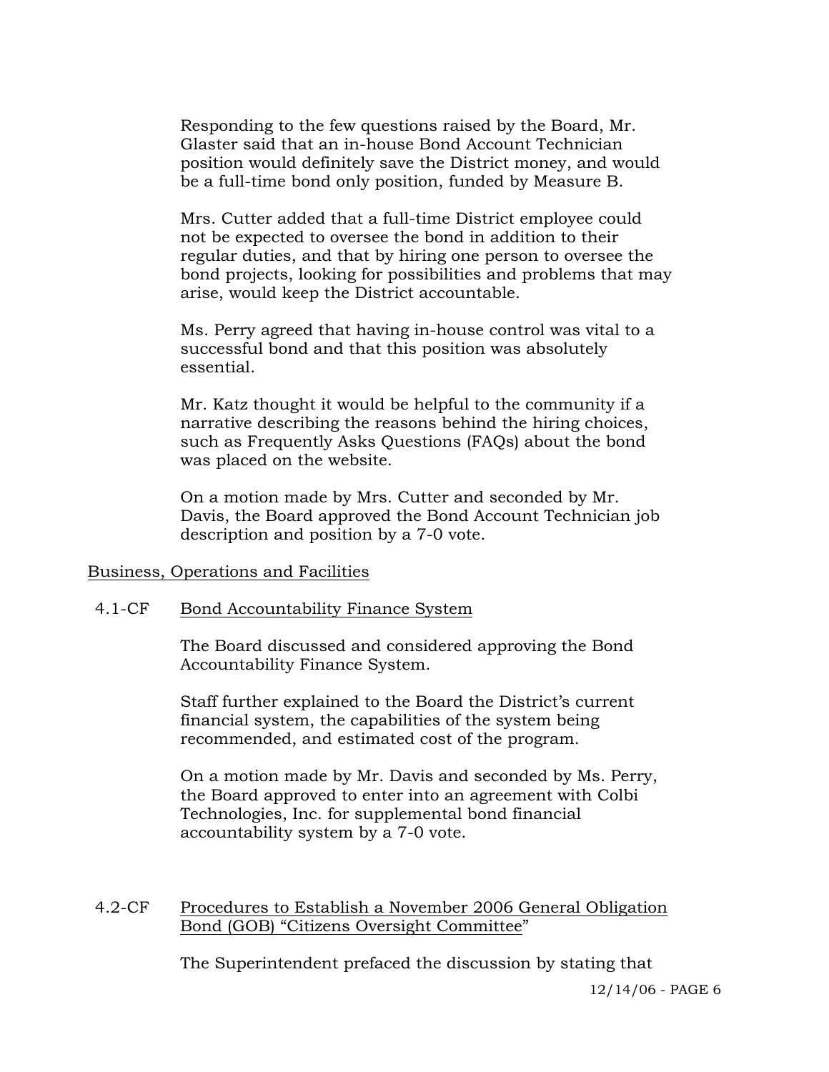Responding to the few questions raised by the Board, Mr. Glaster said that an in-house Bond Account Technician position would definitely save the District money, and would be a full-time bond only position, funded by Measure B.

Mrs. Cutter added that a full-time District employee could not be expected to oversee the bond in addition to their regular duties, and that by hiring one person to oversee the bond projects, looking for possibilities and problems that may arise, would keep the District accountable.

Ms. Perry agreed that having in-house control was vital to a successful bond and that this position was absolutely essential.

Mr. Katz thought it would be helpful to the community if a narrative describing the reasons behind the hiring choices, such as Frequently Asks Questions (FAQs) about the bond was placed on the website.

On a motion made by Mrs. Cutter and seconded by Mr. Davis, the Board approved the Bond Account Technician job description and position by a 7-0 vote.

## Business, Operations and Facilities

### 4.1-CF Bond Accountability Finance System

The Board discussed and considered approving the Bond Accountability Finance System.

Staff further explained to the Board the District's current financial system, the capabilities of the system being recommended, and estimated cost of the program.

On a motion made by Mr. Davis and seconded by Ms. Perry, the Board approved to enter into an agreement with Colbi Technologies, Inc. for supplemental bond financial accountability system by a 7-0 vote.

### 4.2-CF Procedures to Establish a November 2006 General Obligation Bond (GOB) "Citizens Oversight Committee"

The Superintendent prefaced the discussion by stating that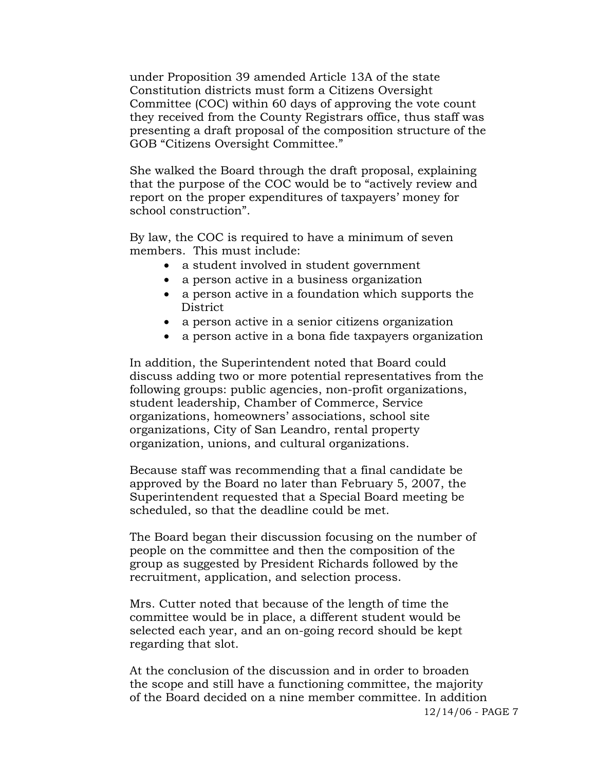under Proposition 39 amended Article 13A of the state Constitution districts must form a Citizens Oversight Committee (COC) within 60 days of approving the vote count they received from the County Registrars office, thus staff was presenting a draft proposal of the composition structure of the GOB "Citizens Oversight Committee."

She walked the Board through the draft proposal, explaining that the purpose of the COC would be to "actively review and report on the proper expenditures of taxpayers' money for school construction".

By law, the COC is required to have a minimum of seven members. This must include:

- a student involved in student government
- a person active in a business organization
- a person active in a foundation which supports the District
- a person active in a senior citizens organization
- a person active in a bona fide taxpayers organization

In addition, the Superintendent noted that Board could discuss adding two or more potential representatives from the following groups: public agencies, non-profit organizations, student leadership, Chamber of Commerce, Service organizations, homeowners' associations, school site organizations, City of San Leandro, rental property organization, unions, and cultural organizations.

Because staff was recommending that a final candidate be approved by the Board no later than February 5, 2007, the Superintendent requested that a Special Board meeting be scheduled, so that the deadline could be met.

The Board began their discussion focusing on the number of people on the committee and then the composition of the group as suggested by President Richards followed by the recruitment, application, and selection process.

Mrs. Cutter noted that because of the length of time the committee would be in place, a different student would be selected each year, and an on-going record should be kept regarding that slot.

At the conclusion of the discussion and in order to broaden the scope and still have a functioning committee, the majority of the Board decided on a nine member committee. In addition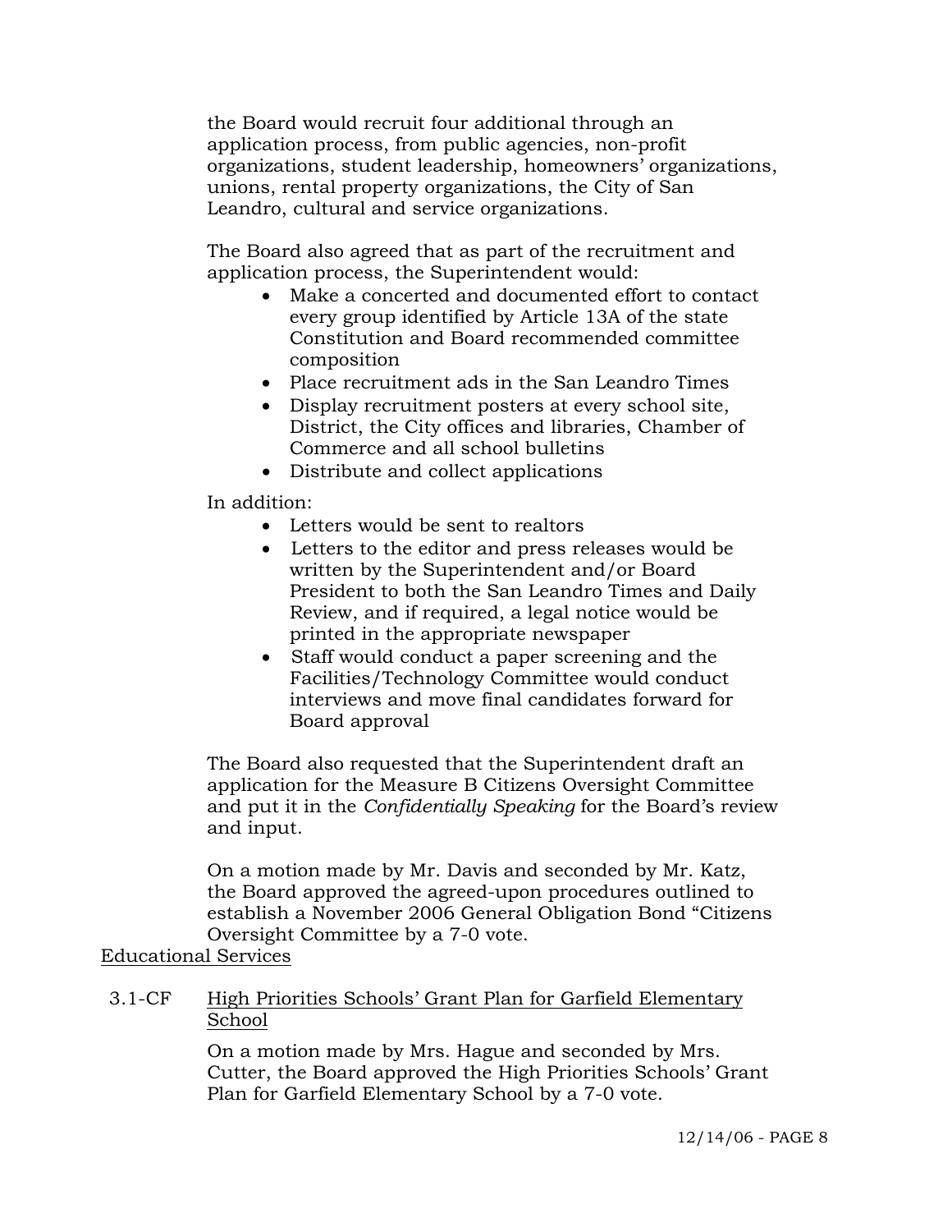the Board would recruit four additional through an application process, from public agencies, non-profit organizations, student leadership, homeowners' organizations, unions, rental property organizations, the City of San Leandro, cultural and service organizations.

The Board also agreed that as part of the recruitment and application process, the Superintendent would:

- Make a concerted and documented effort to contact every group identified by Article 13A of the state Constitution and Board recommended committee composition
- Place recruitment ads in the San Leandro Times
- Display recruitment posters at every school site, District, the City offices and libraries, Chamber of Commerce and all school bulletins
- Distribute and collect applications

In addition:

- Letters would be sent to realtors
- Letters to the editor and press releases would be written by the Superintendent and/or Board President to both the San Leandro Times and Daily Review, and if required, a legal notice would be printed in the appropriate newspaper
- Staff would conduct a paper screening and the Facilities/Technology Committee would conduct interviews and move final candidates forward for Board approval

The Board also requested that the Superintendent draft an application for the Measure B Citizens Oversight Committee and put it in the *Confidentially Speaking* for the Board's review and input.

On a motion made by Mr. Davis and seconded by Mr. Katz, the Board approved the agreed-upon procedures outlined to establish a November 2006 General Obligation Bond "Citizens Oversight Committee by a 7-0 vote.

Educational Services

3.1-CF High Priorities Schools' Grant Plan for Garfield Elementary School

On a motion made by Mrs. Hague and seconded by Mrs. Cutter, the Board approved the High Priorities Schools' Grant Plan for Garfield Elementary School by a 7-0 vote.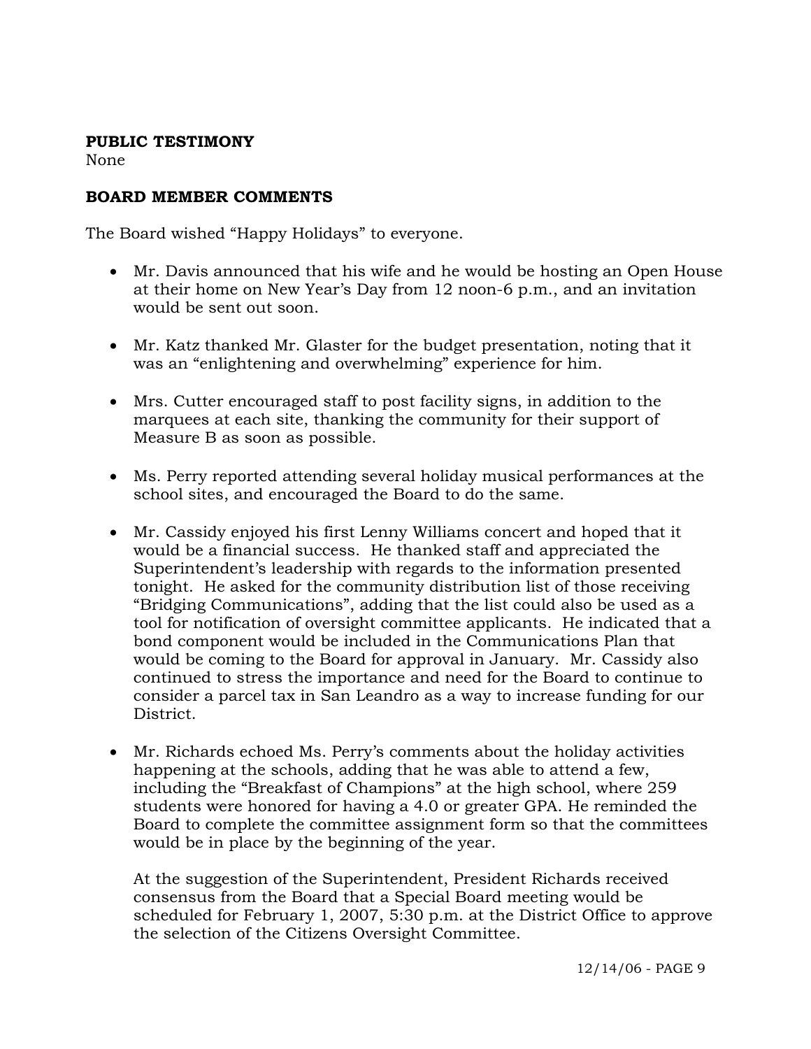**PUBLIC TESTIMONY**

None

**BOARD MEMBER COMMENTS**

The Board wished "Happy Holidays" to everyone.

- Mr. Davis announced that his wife and he would be hosting an Open House at their home on New Year's Day from 12 noon-6 p.m., and an invitation would be sent out soon.

- Mr. Katz thanked Mr. Glaster for the budget presentation, noting that it was an "enlightening and overwhelming" experience for him.

- Mrs. Cutter encouraged staff to post facility signs, in addition to the marquees at each site, thanking the community for their support of Measure B as soon as possible.

- Ms. Perry reported attending several holiday musical performances at the school sites, and encouraged the Board to do the same.

- Mr. Cassidy enjoyed his first Lenny Williams concert and hoped that it would be a financial success. He thanked staff and appreciated the Superintendent's leadership with regards to the information presented tonight. He asked for the community distribution list of those receiving "Bridging Communications", adding that the list could also be used as a tool for notification of oversight committee applicants. He indicated that a bond component would be included in the Communications Plan that would be coming to the Board for approval in January. Mr. Cassidy also continued to stress the importance and need for the Board to continue to consider a parcel tax in San Leandro as a way to increase funding for our District.

- Mr. Richards echoed Ms. Perry's comments about the holiday activities happening at the schools, adding that he was able to attend a few, including the "Breakfast of Champions" at the high school, where 259 students were honored for having a 4.0 or greater GPA. He reminded the Board to complete the committee assignment form so that the committees would be in place by the beginning of the year.

  At the suggestion of the Superintendent, President Richards received consensus from the Board that a Special Board meeting would be scheduled for February 1, 2007, 5:30 p.m. at the District Office to approve the selection of the Citizens Oversight Committee.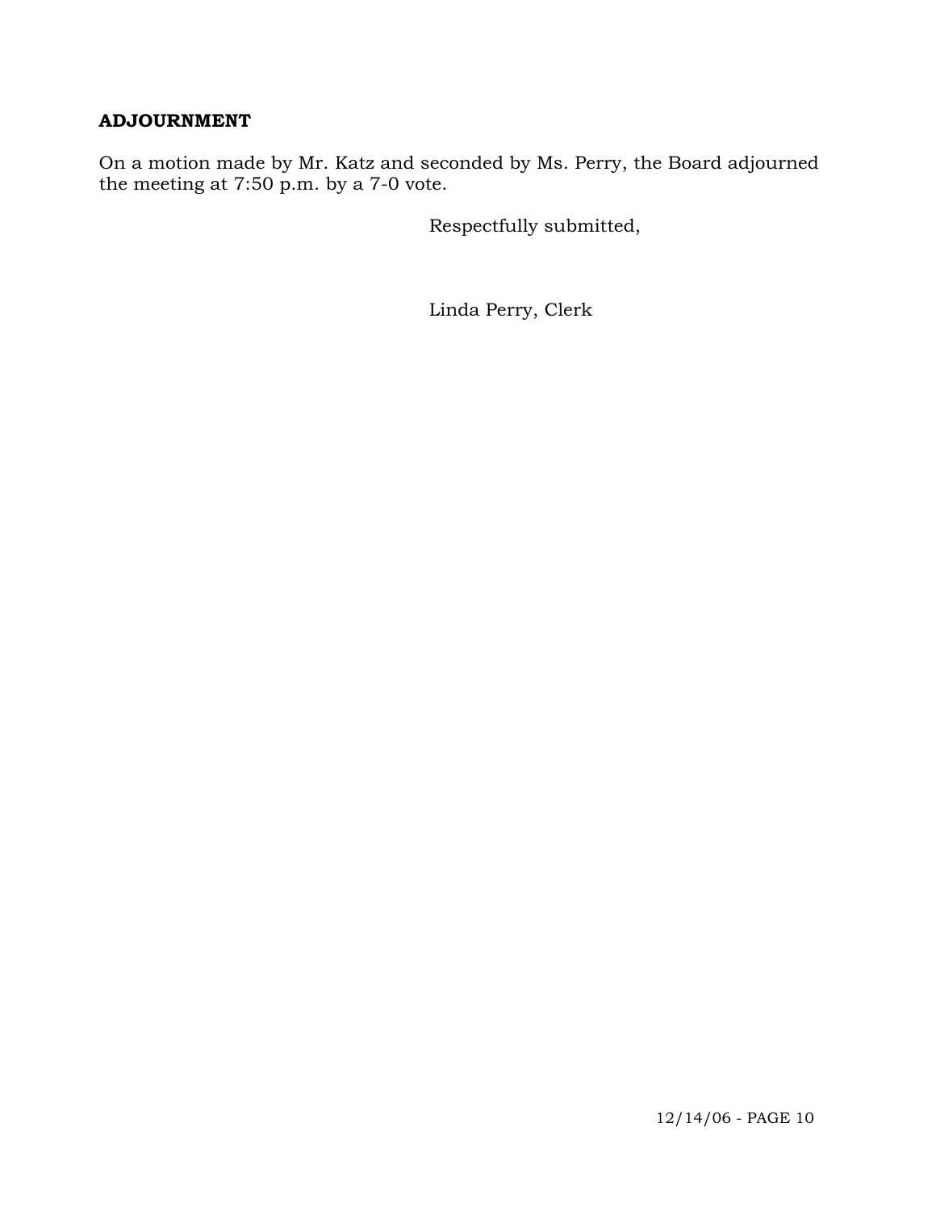**ADJOURNMENT**

On a motion made by Mr. Katz and seconded by Ms. Perry, the Board adjourned the meeting at 7:50 p.m. by a 7-0 vote.

Respectfully submitted,

Linda Perry, Clerk